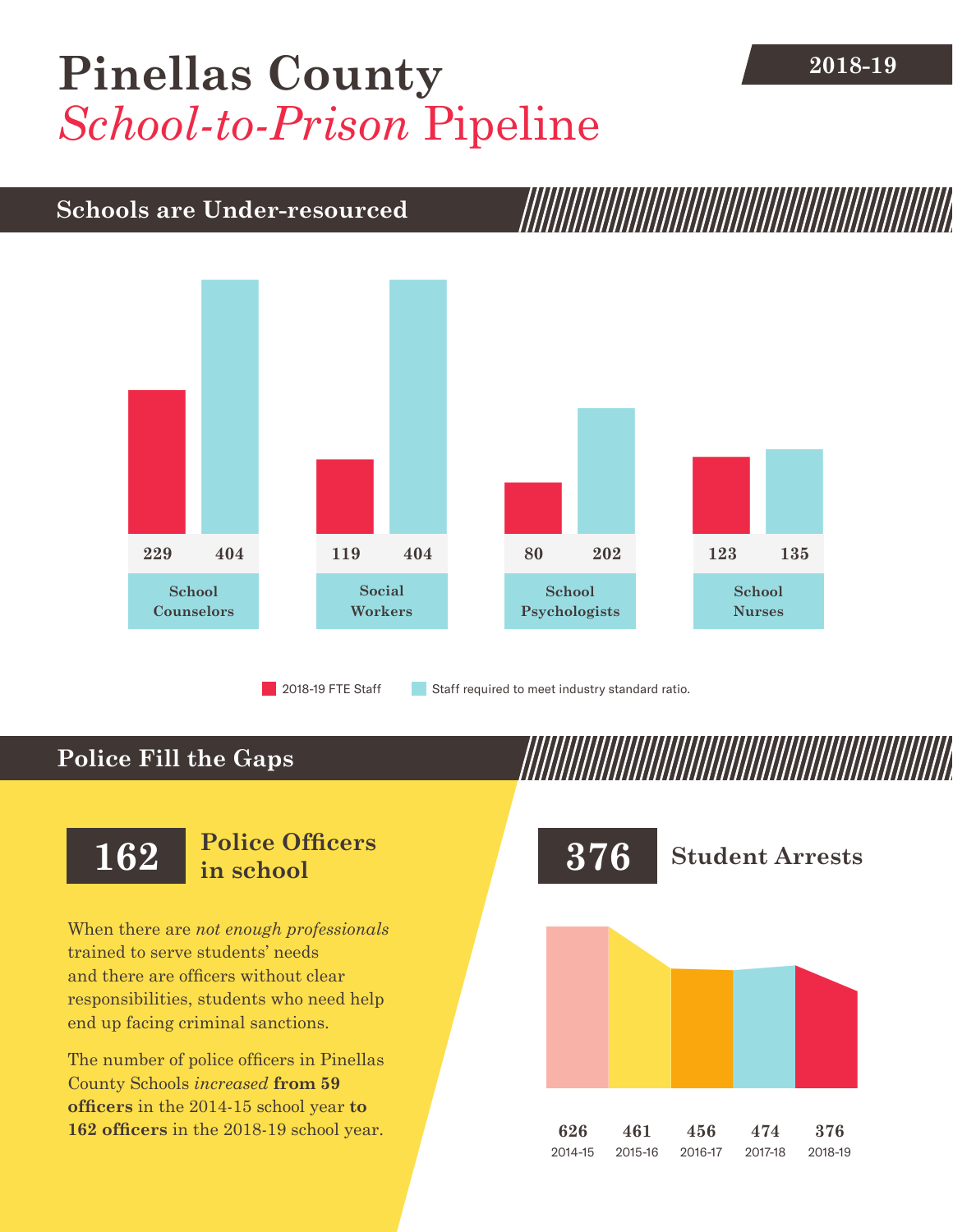# Pinellas County *School-to-Prison* Pipeline

**2018-19**

## Schools are Under-resourced

| | 2018-19 FTE Staff | Staff required to meet industry standard ratio. |
|---|---|---|
| School Counselors | 229 | 404 |
| Social Workers | 119 | 404 |
| School Psychologists | 80 | 202 |
| School Nurses | 123 | 135 |

## Police Fill the Gaps

**162** **Police Officers in school**

When there are *not enough professionals* trained to serve students' needs and there are officers without clear responsibilities, students who need help end up facing criminal sanctions.

The number of police officers in Pinellas County Schools *increased* **from 59 officers** in the 2014-15 school year **to 162 officers** in the 2018-19 school year.

**376** **Student Arrests**

| 2014-15 | 2015-16 | 2016-17 | 2017-18 | 2018-19 |
|---|---|---|---|---|
| 626 | 461 | 456 | 474 | 376 |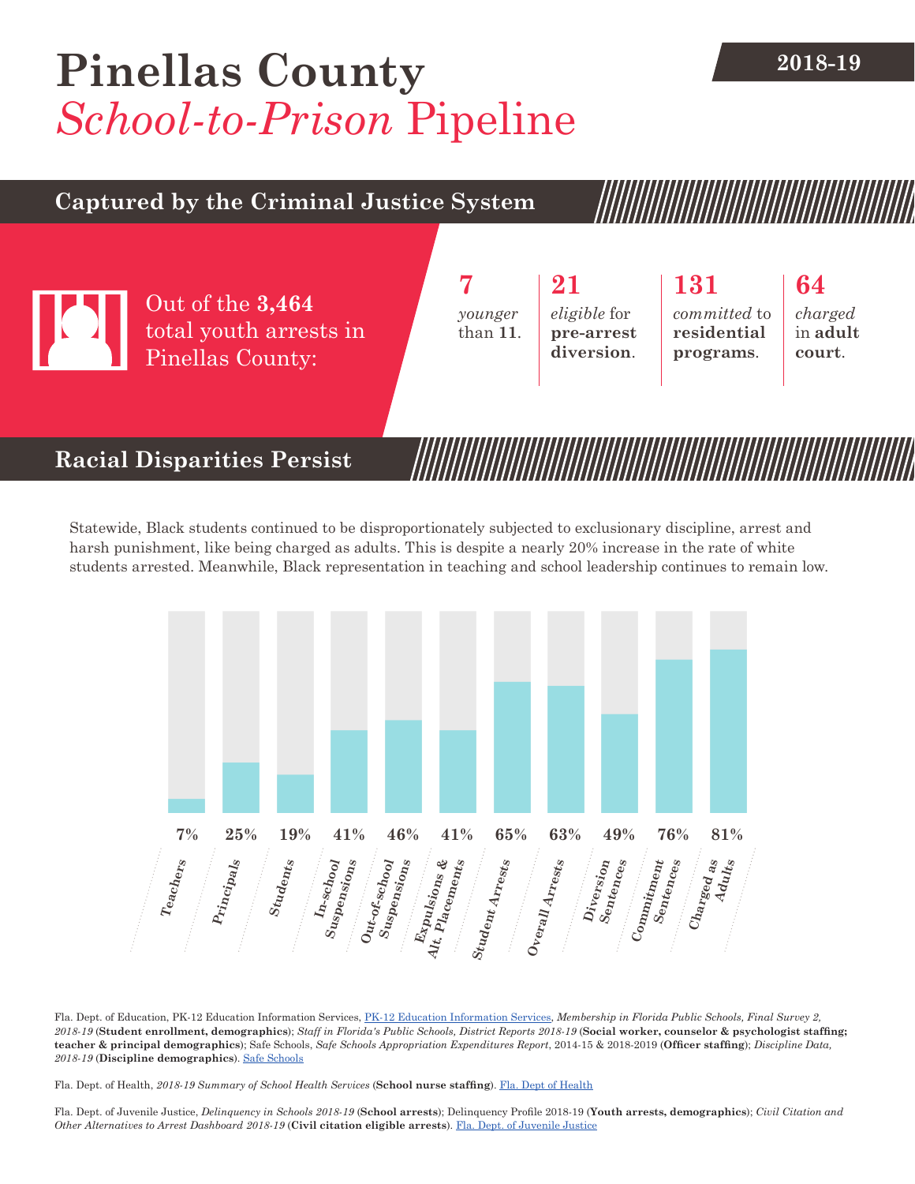# Pinellas County
# *School-to-Prison* Pipeline

2018-19

## Captured by the Criminal Justice System

Out of the **3,464** total youth arrests in Pinellas County:

**7** *younger* than **11**.

**21** *eligible* for **pre-arrest diversion**.

**131** *committed* to **residential programs**.

**64** *charged* in **adult court**.

## Racial Disparities Persist

Statewide, Black students continued to be disproportionately subjected to exclusionary discipline, arrest and harsh punishment, like being charged as adults. This is despite a nearly 20% increase in the rate of white students arrested. Meanwhile, Black representation in teaching and school leadership continues to remain low.

7% Teachers
25% Principals
19% Students
41% In-school Suspensions
46% Out-of-school Suspensions
41% Expulsions & Alt. Placements
65% Student Arrests
63% Overall Arrests
49% Diversion Sentences
76% Commitment Sentences
81% Charged as Adults

Fla. Dept. of Education, PK-12 Education Information Services, PK-12 Education Information Services, *Membership in Florida Public Schools, Final Survey 2, 2018-19* (**Student enrollment, demographics**); *Staff in Florida's Public Schools, District Reports 2018-19* (**Social worker, counselor & psychologist staffing; teacher & principal demographics**); Safe Schools, *Safe Schools Appropriation Expenditures Report*, 2014-15 & 2018-2019 (**Officer staffing**); *Discipline Data, 2018-19* (**Discipline demographics**). Safe Schools

Fla. Dept. of Health, *2018-19 Summary of School Health Services* (**School nurse staffing**). Fla. Dept of Health

Fla. Dept. of Juvenile Justice, *Delinquency in Schools 2018-19* (**School arrests**); Delinquency Profile 2018-19 (**Youth arrests, demographics**); *Civil Citation and Other Alternatives to Arrest Dashboard 2018-19* (**Civil citation eligible arrests**). Fla. Dept. of Juvenile Justice